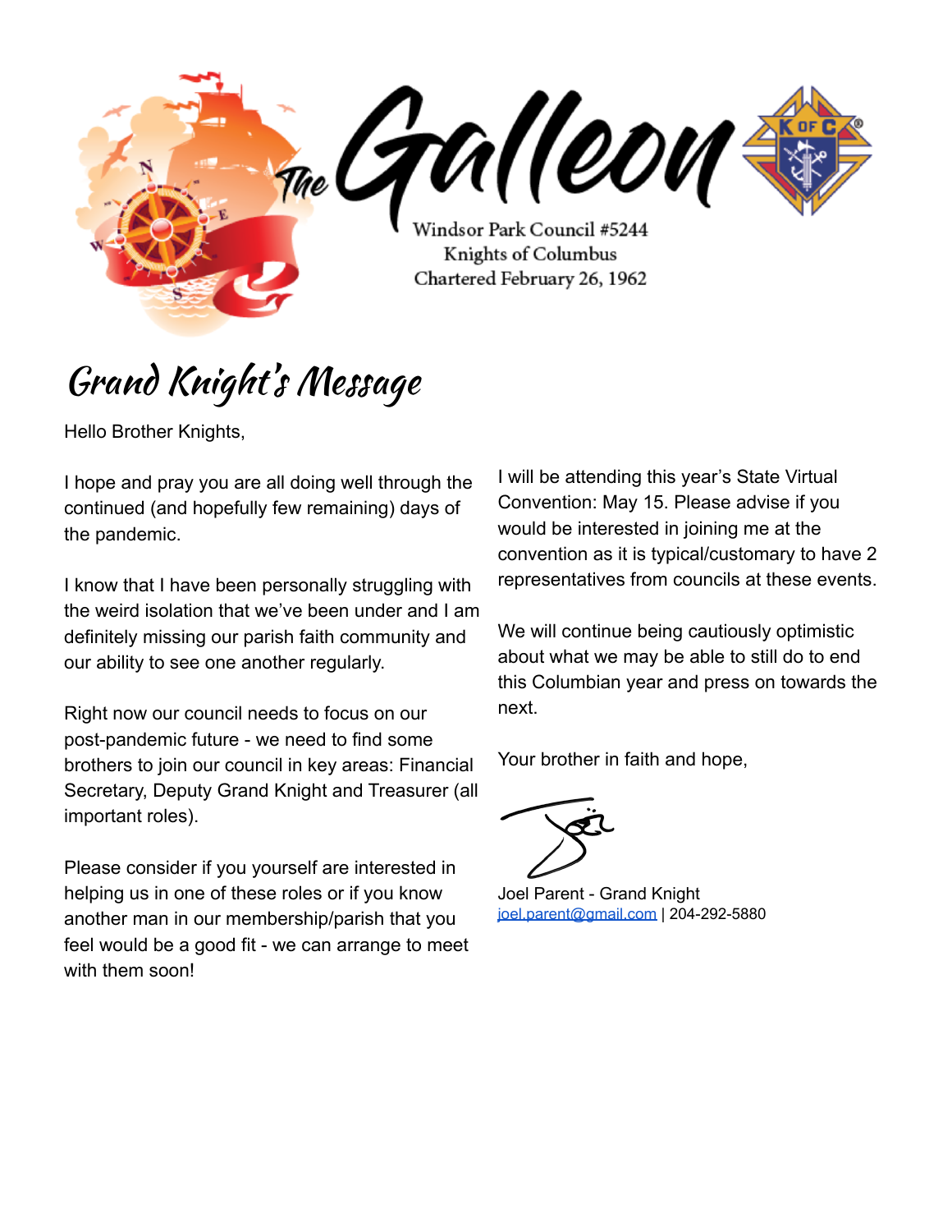# The Galleon

Windsor Park Council #5244
Knights of Columbus
Chartered February 26, 1962

## Grand Knight's Message

Hello Brother Knights,

I hope and pray you are all doing well through the continued (and hopefully few remaining) days of the pandemic.

I know that I have been personally struggling with the weird isolation that we've been under and I am definitely missing our parish faith community and our ability to see one another regularly.

Right now our council needs to focus on our post-pandemic future - we need to find some brothers to join our council in key areas: Financial Secretary, Deputy Grand Knight and Treasurer (all important roles).

Please consider if you yourself are interested in helping us in one of these roles or if you know another man in our membership/parish that you feel would be a good fit - we can arrange to meet with them soon!

I will be attending this year's State Virtual Convention: May 15. Please advise if you would be interested in joining me at the convention as it is typical/customary to have 2 representatives from councils at these events.

We will continue being cautiously optimistic about what we may be able to still do to end this Columbian year and press on towards the next.

Your brother in faith and hope,

Joel Parent - Grand Knight
joel.parent@gmail.com | 204-292-5880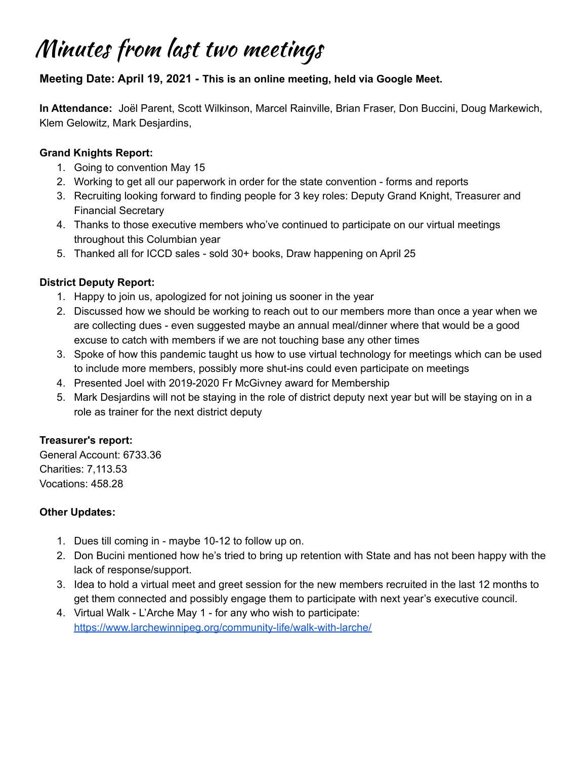# Minutes from last two meetings

**Meeting Date: April 19, 2021 - This is an online meeting, held via Google Meet.**

**In Attendance:** Joël Parent, Scott Wilkinson, Marcel Rainville, Brian Fraser, Don Buccini, Doug Markewich, Klem Gelowitz, Mark Desjardins,

**Grand Knights Report:**

1. Going to convention May 15
2. Working to get all our paperwork in order for the state convention - forms and reports
3. Recruiting looking forward to finding people for 3 key roles: Deputy Grand Knight, Treasurer and Financial Secretary
4. Thanks to those executive members who've continued to participate on our virtual meetings throughout this Columbian year
5. Thanked all for ICCD sales - sold 30+ books, Draw happening on April 25

**District Deputy Report:**

1. Happy to join us, apologized for not joining us sooner in the year
2. Discussed how we should be working to reach out to our members more than once a year when we are collecting dues - even suggested maybe an annual meal/dinner where that would be a good excuse to catch with members if we are not touching base any other times
3. Spoke of how this pandemic taught us how to use virtual technology for meetings which can be used to include more members, possibly more shut-ins could even participate on meetings
4. Presented Joel with 2019-2020 Fr McGivney award for Membership
5. Mark Desjardins will not be staying in the role of district deputy next year but will be staying on in a role as trainer for the next district deputy

**Treasurer's report:**

General Account: 6733.36
Charities: 7,113.53
Vocations: 458.28

**Other Updates:**

1. Dues till coming in - maybe 10-12 to follow up on.
2. Don Bucini mentioned how he's tried to bring up retention with State and has not been happy with the lack of response/support.
3. Idea to hold a virtual meet and greet session for the new members recruited in the last 12 months to get them connected and possibly engage them to participate with next year's executive council.
4. Virtual Walk - L'Arche May 1 - for any who wish to participate: https://www.larchewinnipeg.org/community-life/walk-with-larche/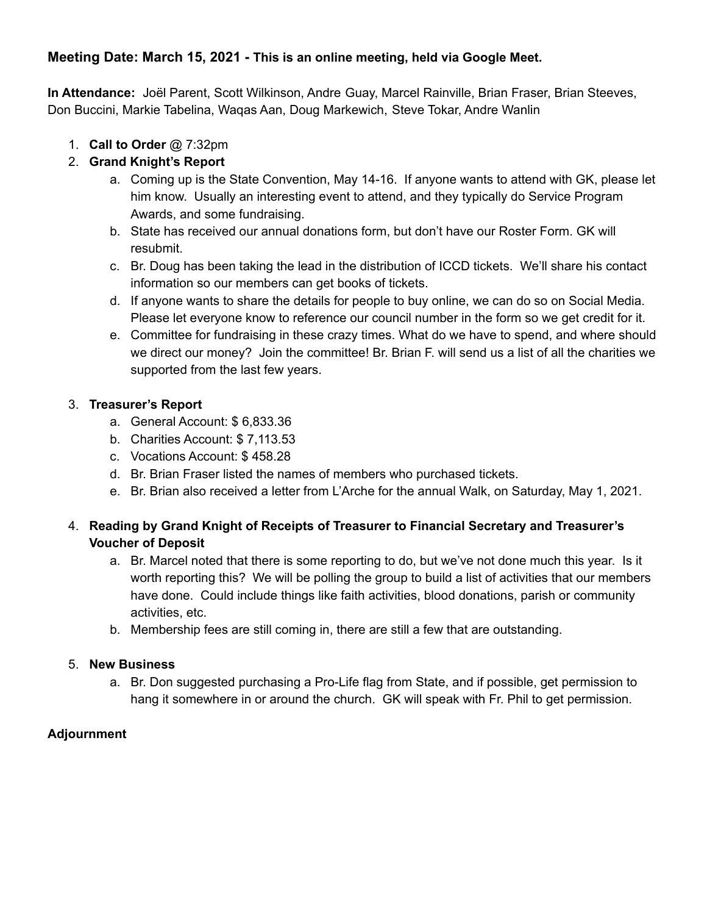**Meeting Date: March 15, 2021 - This is an online meeting, held via Google Meet.**

**In Attendance:** Joël Parent, Scott Wilkinson, Andre Guay, Marcel Rainville, Brian Fraser, Brian Steeves, Don Buccini, Markie Tabelina, Waqas Aan, Doug Markewich, Steve Tokar, Andre Wanlin

1. **Call to Order** @ 7:32pm
2. **Grand Knight's Report**
   a. Coming up is the State Convention, May 14-16. If anyone wants to attend with GK, please let him know. Usually an interesting event to attend, and they typically do Service Program Awards, and some fundraising.
   b. State has received our annual donations form, but don't have our Roster Form. GK will resubmit.
   c. Br. Doug has been taking the lead in the distribution of ICCD tickets. We'll share his contact information so our members can get books of tickets.
   d. If anyone wants to share the details for people to buy online, we can do so on Social Media. Please let everyone know to reference our council number in the form so we get credit for it.
   e. Committee for fundraising in these crazy times. What do we have to spend, and where should we direct our money? Join the committee! Br. Brian F. will send us a list of all the charities we supported from the last few years.
3. **Treasurer's Report**
   a. General Account: $ 6,833.36
   b. Charities Account: $ 7,113.53
   c. Vocations Account: $ 458.28
   d. Br. Brian Fraser listed the names of members who purchased tickets.
   e. Br. Brian also received a letter from L'Arche for the annual Walk, on Saturday, May 1, 2021.
4. **Reading by Grand Knight of Receipts of Treasurer to Financial Secretary and Treasurer's Voucher of Deposit**
   a. Br. Marcel noted that there is some reporting to do, but we've not done much this year. Is it worth reporting this? We will be polling the group to build a list of activities that our members have done. Could include things like faith activities, blood donations, parish or community activities, etc.
   b. Membership fees are still coming in, there are still a few that are outstanding.
5. **New Business**
   a. Br. Don suggested purchasing a Pro-Life flag from State, and if possible, get permission to hang it somewhere in or around the church. GK will speak with Fr. Phil to get permission.

**Adjournment**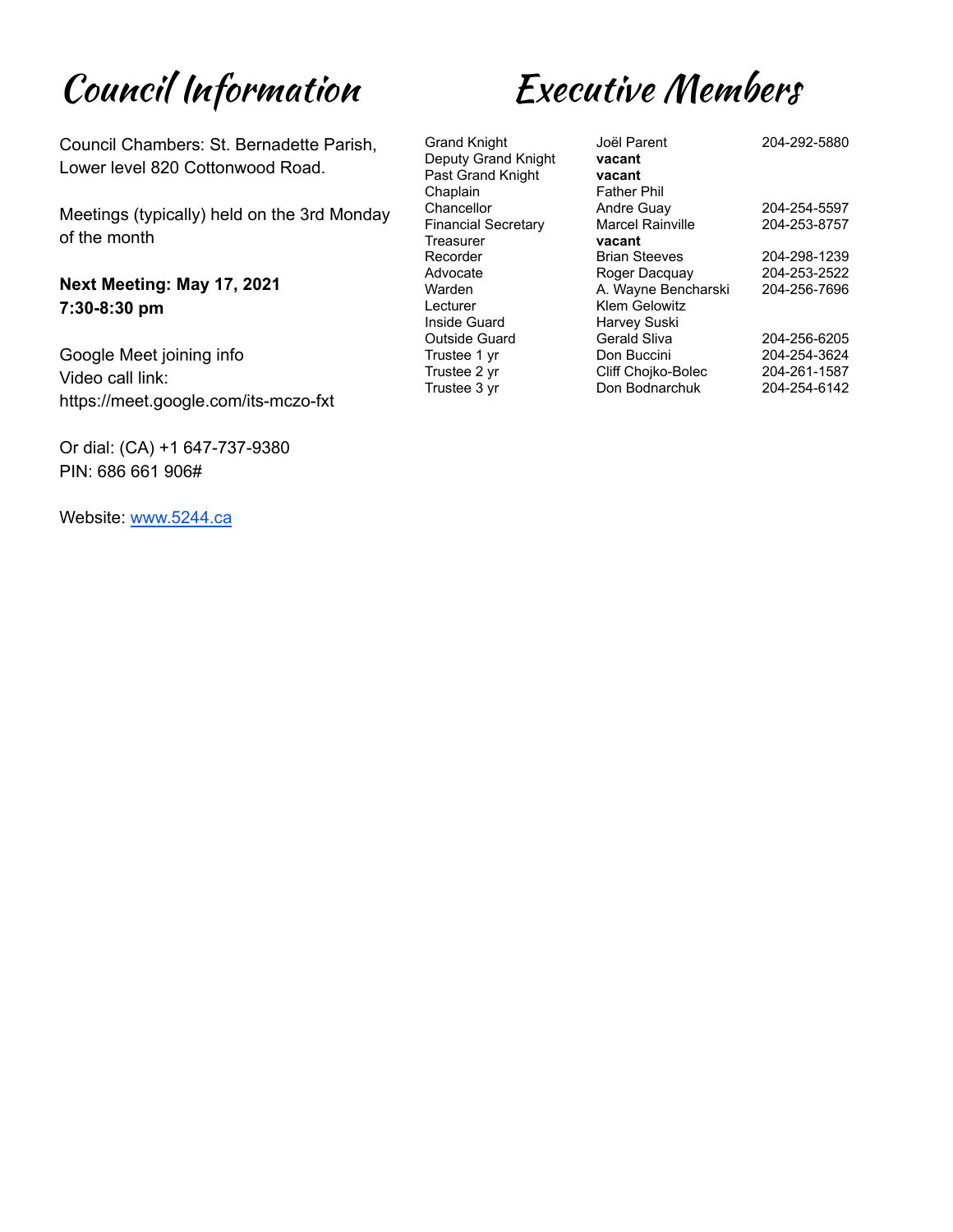# Council Information

Council Chambers: St. Bernadette Parish, Lower level 820 Cottonwood Road.

Meetings (typically) held on the 3rd Monday of the month

**Next Meeting: May 17, 2021**
**7:30-8:30 pm**

Google Meet joining info
Video call link: https://meet.google.com/its-mczo-fxt

Or dial: (CA) +1 647-737-9380
PIN: 686 661 906#

Website: [www.5244.ca](http://www.5244.ca)

# Executive Members

| | | |
|---|---|---|
| Grand Knight | Joël Parent | 204-292-5880 |
| Deputy Grand Knight | **vacant** | |
| Past Grand Knight | **vacant** | |
| Chaplain | Father Phil | |
| Chancellor | Andre Guay | 204-254-5597 |
| Financial Secretary | Marcel Rainville | 204-253-8757 |
| Treasurer | **vacant** | |
| Recorder | Brian Steeves | 204-298-1239 |
| Advocate | Roger Dacquay | 204-253-2522 |
| Warden | A. Wayne Bencharski | 204-256-7696 |
| Lecturer | Klem Gelowitz | |
| Inside Guard | Harvey Suski | |
| Outside Guard | Gerald Sliva | 204-256-6205 |
| Trustee 1 yr | Don Buccini | 204-254-3624 |
| Trustee 2 yr | Cliff Chojko-Bolec | 204-261-1587 |
| Trustee 3 yr | Don Bodnarchuk | 204-254-6142 |